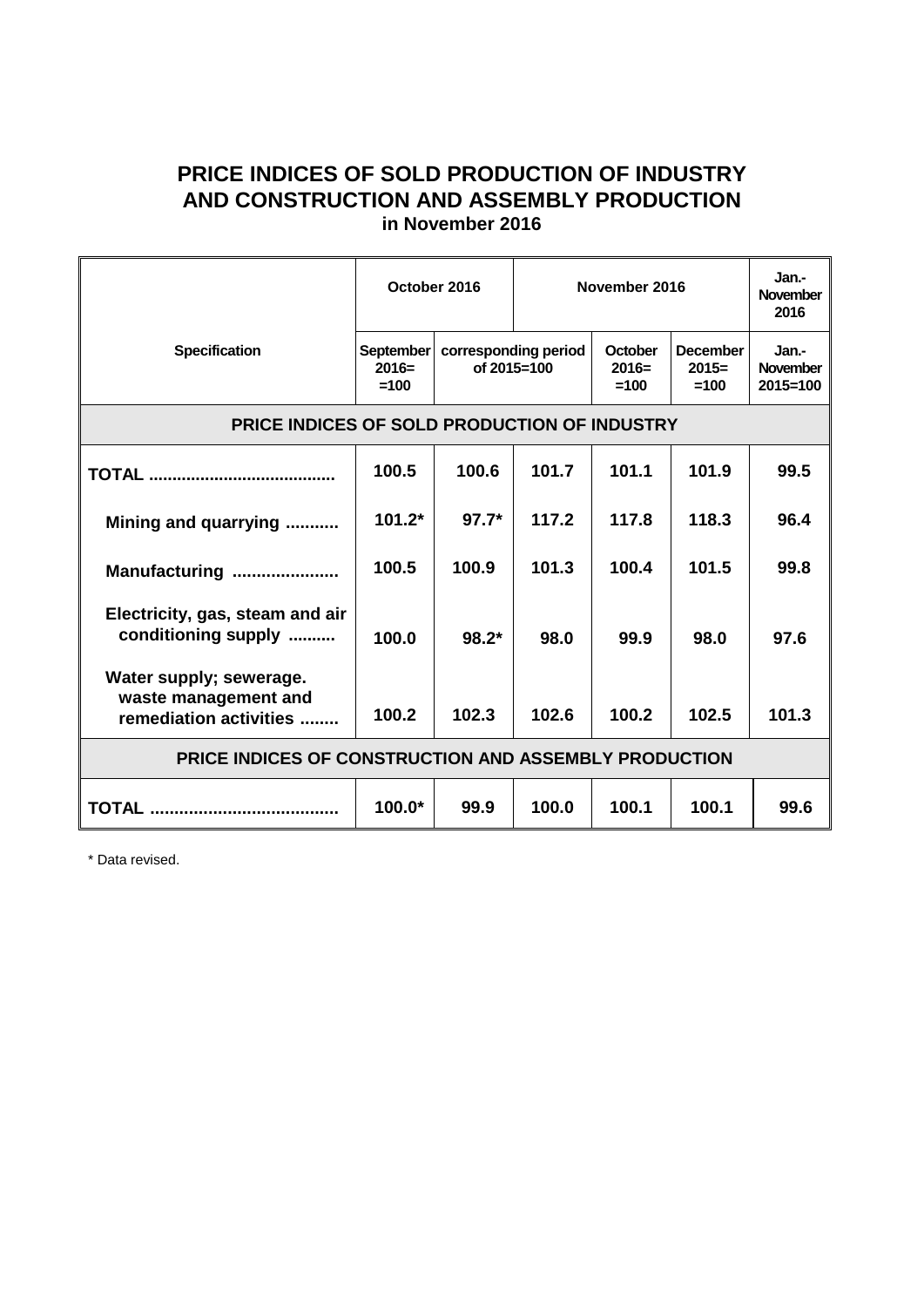# PRICE INDICES OF SOLD PRODUCTION OF INDUSTRY AND CONSTRUCTION AND ASSEMBLY PRODUCTION

**in November 2016**

| Specification | October 2016 | November 2016 | | | | Jan.-November 2016 |
|---|---|---|---|---|---|---|
| | September 2016= =100 | corresponding period of 2015=100 | | October 2016= =100 | December 2015= =100 | Jan.-November 2015=100 |
| **PRICE INDICES OF SOLD PRODUCTION OF INDUSTRY** | | | | | | |
| **TOTAL .......................................** | **100.5** | **100.6** | **101.7** | **101.1** | **101.9** | **99.5** |
| **Mining and quarrying ...........** | **101.2*** | **97.7*** | **117.2** | **117.8** | **118.3** | **96.4** |
| **Manufacturing ......................** | **100.5** | **100.9** | **101.3** | **100.4** | **101.5** | **99.8** |
| **Electricity, gas, steam and air conditioning supply ..........** | **100.0** | **98.2*** | **98.0** | **99.9** | **98.0** | **97.6** |
| **Water supply; sewerage. waste management and remediation activities ........** | **100.2** | **102.3** | **102.6** | **100.2** | **102.5** | **101.3** |
| **PRICE INDICES OF CONSTRUCTION AND ASSEMBLY PRODUCTION** | | | | | | |
| **TOTAL ......................................** | **100.0*** | **99.9** | **100.0** | **100.1** | **100.1** | **99.6** |

\* Data revised.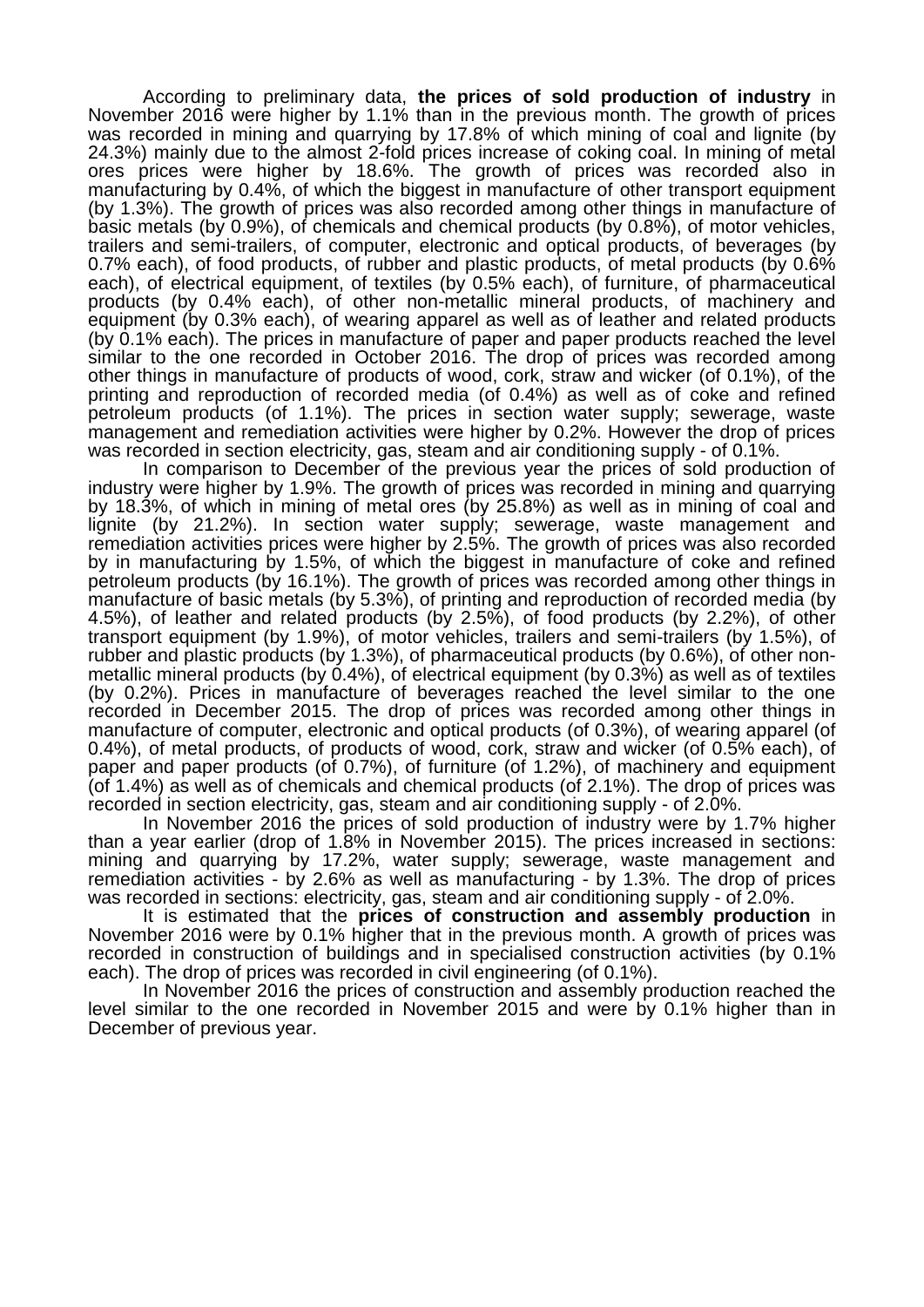According to preliminary data, **the prices of sold production of industry** in November 2016 were higher by 1.1% than in the previous month. The growth of prices was recorded in mining and quarrying by 17.8% of which mining of coal and lignite (by 24.3%) mainly due to the almost 2-fold prices increase of coking coal. In mining of metal ores prices were higher by 18.6%. The growth of prices was recorded also in manufacturing by 0.4%, of which the biggest in manufacture of other transport equipment (by 1.3%). The growth of prices was also recorded among other things in manufacture of basic metals (by 0.9%), of chemicals and chemical products (by 0.8%), of motor vehicles, trailers and semi-trailers, of computer, electronic and optical products, of beverages (by 0.7% each), of food products, of rubber and plastic products, of metal products (by 0.6% each), of electrical equipment, of textiles (by 0.5% each), of furniture, of pharmaceutical products (by 0.4% each), of other non-metallic mineral products, of machinery and equipment (by 0.3% each), of wearing apparel as well as of leather and related products (by 0.1% each). The prices in manufacture of paper and paper products reached the level similar to the one recorded in October 2016. The drop of prices was recorded among other things in manufacture of products of wood, cork, straw and wicker (of 0.1%), of the printing and reproduction of recorded media (of 0.4%) as well as of coke and refined petroleum products (of 1.1%). The prices in section water supply; sewerage, waste management and remediation activities were higher by 0.2%. However the drop of prices was recorded in section electricity, gas, steam and air conditioning supply - of 0.1%.

In comparison to December of the previous year the prices of sold production of industry were higher by 1.9%. The growth of prices was recorded in mining and quarrying by 18.3%, of which in mining of metal ores (by 25.8%) as well as in mining of coal and lignite (by 21.2%). In section water supply; sewerage, waste management and remediation activities prices were higher by 2.5%. The growth of prices was also recorded by in manufacturing by 1.5%, of which the biggest in manufacture of coke and refined petroleum products (by 16.1%). The growth of prices was recorded among other things in manufacture of basic metals (by 5.3%), of printing and reproduction of recorded media (by 4.5%), of leather and related products (by 2.5%), of food products (by 2.2%), of other transport equipment (by 1.9%), of motor vehicles, trailers and semi-trailers (by 1.5%), of rubber and plastic products (by 1.3%), of pharmaceutical products (by 0.6%), of other non-metallic mineral products (by 0.4%), of electrical equipment (by 0.3%) as well as of textiles (by 0.2%). Prices in manufacture of beverages reached the level similar to the one recorded in December 2015. The drop of prices was recorded among other things in manufacture of computer, electronic and optical products (of 0.3%), of wearing apparel (of 0.4%), of metal products, of products of wood, cork, straw and wicker (of 0.5% each), of paper and paper products (of 0.7%), of furniture (of 1.2%), of machinery and equipment (of 1.4%) as well as of chemicals and chemical products (of 2.1%). The drop of prices was recorded in section electricity, gas, steam and air conditioning supply - of 2.0%.

In November 2016 the prices of sold production of industry were by 1.7% higher than a year earlier (drop of 1.8% in November 2015). The prices increased in sections: mining and quarrying by 17.2%, water supply; sewerage, waste management and remediation activities - by 2.6% as well as manufacturing - by 1.3%. The drop of prices was recorded in sections: electricity, gas, steam and air conditioning supply - of 2.0%.

It is estimated that the **prices of construction and assembly production** in November 2016 were by 0.1% higher that in the previous month. A growth of prices was recorded in construction of buildings and in specialised construction activities (by 0.1% each). The drop of prices was recorded in civil engineering (of 0.1%).

In November 2016 the prices of construction and assembly production reached the level similar to the one recorded in November 2015 and were by 0.1% higher than in December of previous year.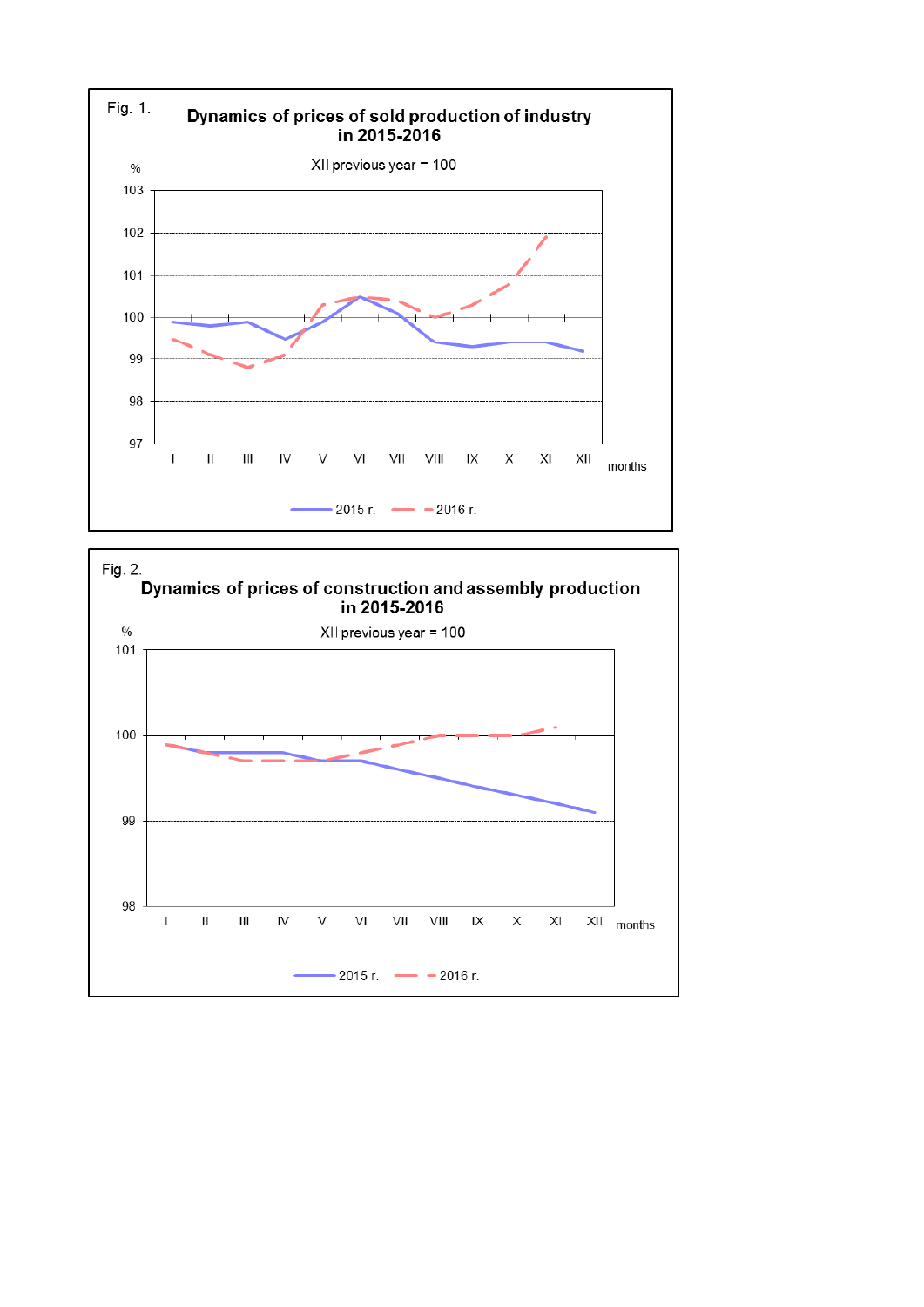Fig. 1.

**Dynamics of prices of sold production of industry in 2015-2016**

XII previous year = 100

%

103

102

101

100

99

98

97

I II III IV V VI VII VIII IX X XI XII months

2015 r. 2016 r.

Fig. 2.

**Dynamics of prices of construction and assembly production in 2015-2016**

XII previous year = 100

%

101

100

99

98

I II III IV V VI VII VIII IX X XI XII months

2015 r. 2016 r.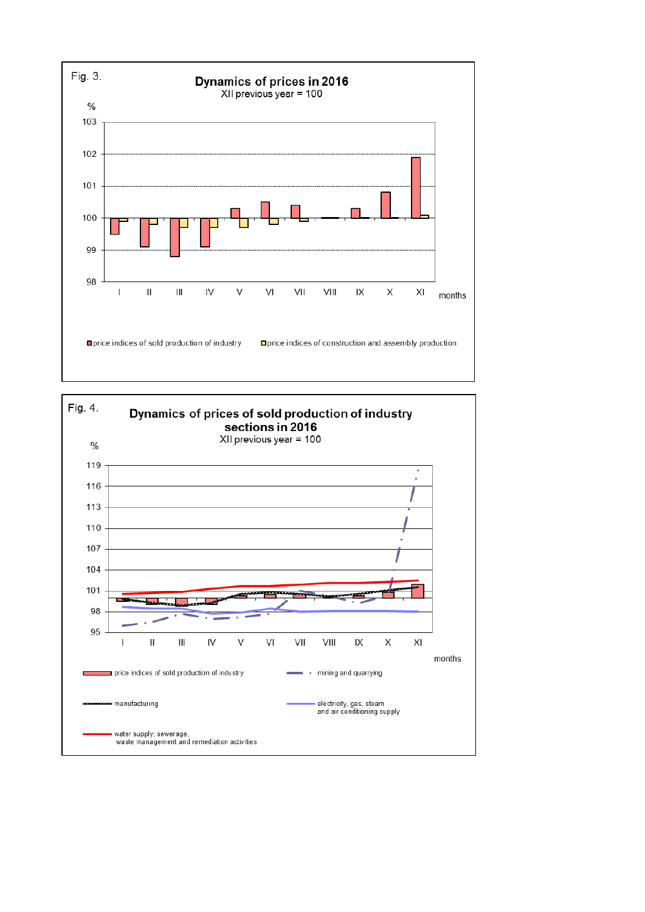Fig. 3.

Dynamics of prices in 2016

XII previous year = 100

%

103

102

101

100

99

98

I II III IV V VI VII VIII IX X XI

months

price indices of sold production of industry

price indices of construction and assembly production

Fig. 4.

Dynamics of prices of sold production of industry sections in 2016

XII previous year = 100

%

119

116

113

110

107

104

101

98

95

I II III IV V VI VII VIII IX X XI

months

price indices of sold production of industry

mining and quarrying

manufacturing

electricity, gas, steam and air conditioning supply

water supply; sewerage, waste management and remediation activities